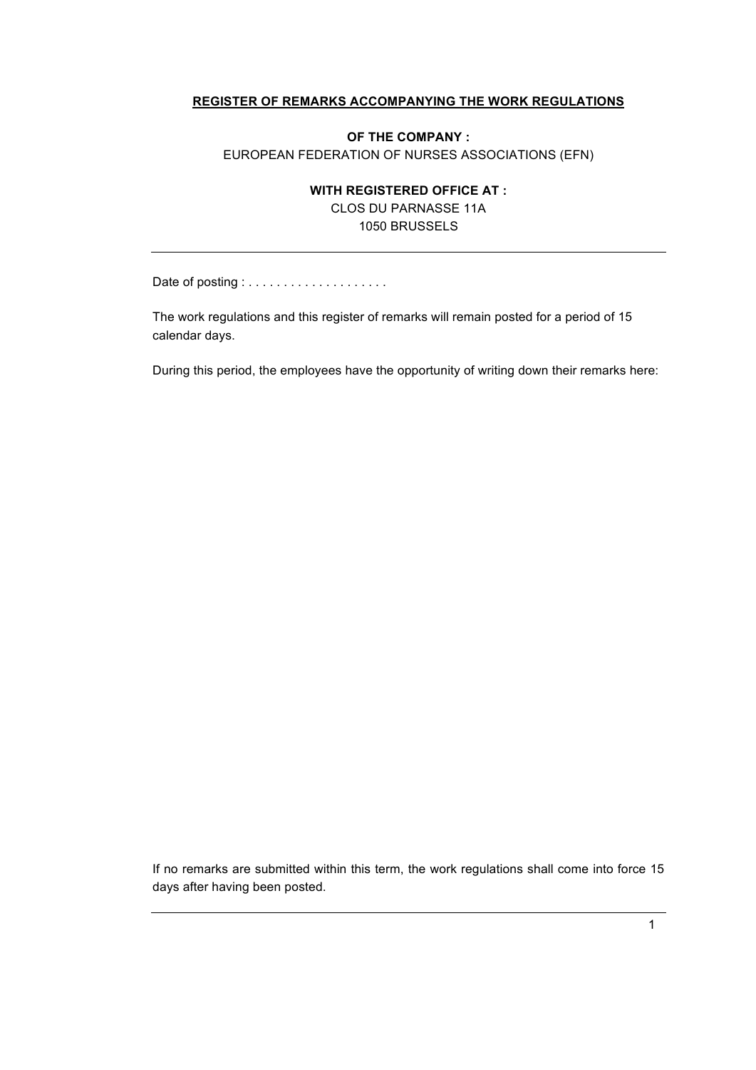## REGISTER OF REMARKS ACCOMPANYING THE WORK REGULATIONS

**OF THE COMPANY :**

EUROPEAN FEDERATION OF NURSES ASSOCIATIONS (EFN)

**WITH REGISTERED OFFICE AT :**

CLOS DU PARNASSE 11A

1050 BRUSSELS

---

Date of posting : . . . . . . . . . . . . . . . . . . . .

The work regulations and this register of remarks will remain posted for a period of 15 calendar days.

During this period, the employees have the opportunity of writing down their remarks here:

If no remarks are submitted within this term, the work regulations shall come into force 15 days after having been posted.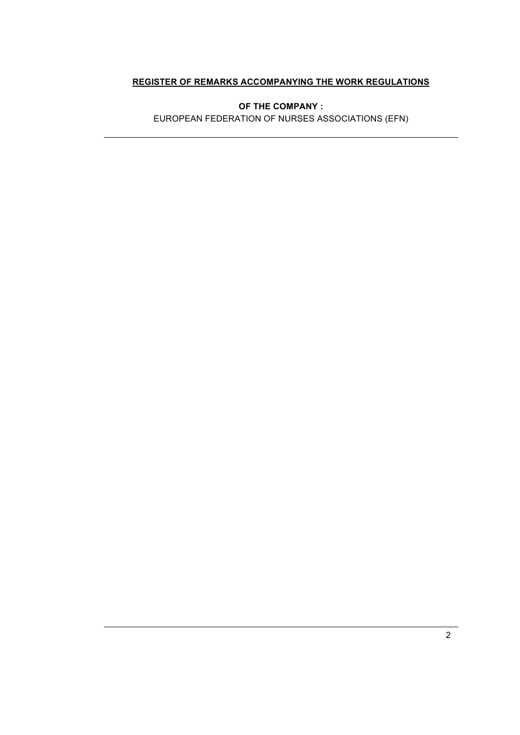## **REGISTER OF REMARKS ACCOMPANYING THE WORK REGULATIONS**

**OF THE COMPANY :**

EUROPEAN FEDERATION OF NURSES ASSOCIATIONS (EFN)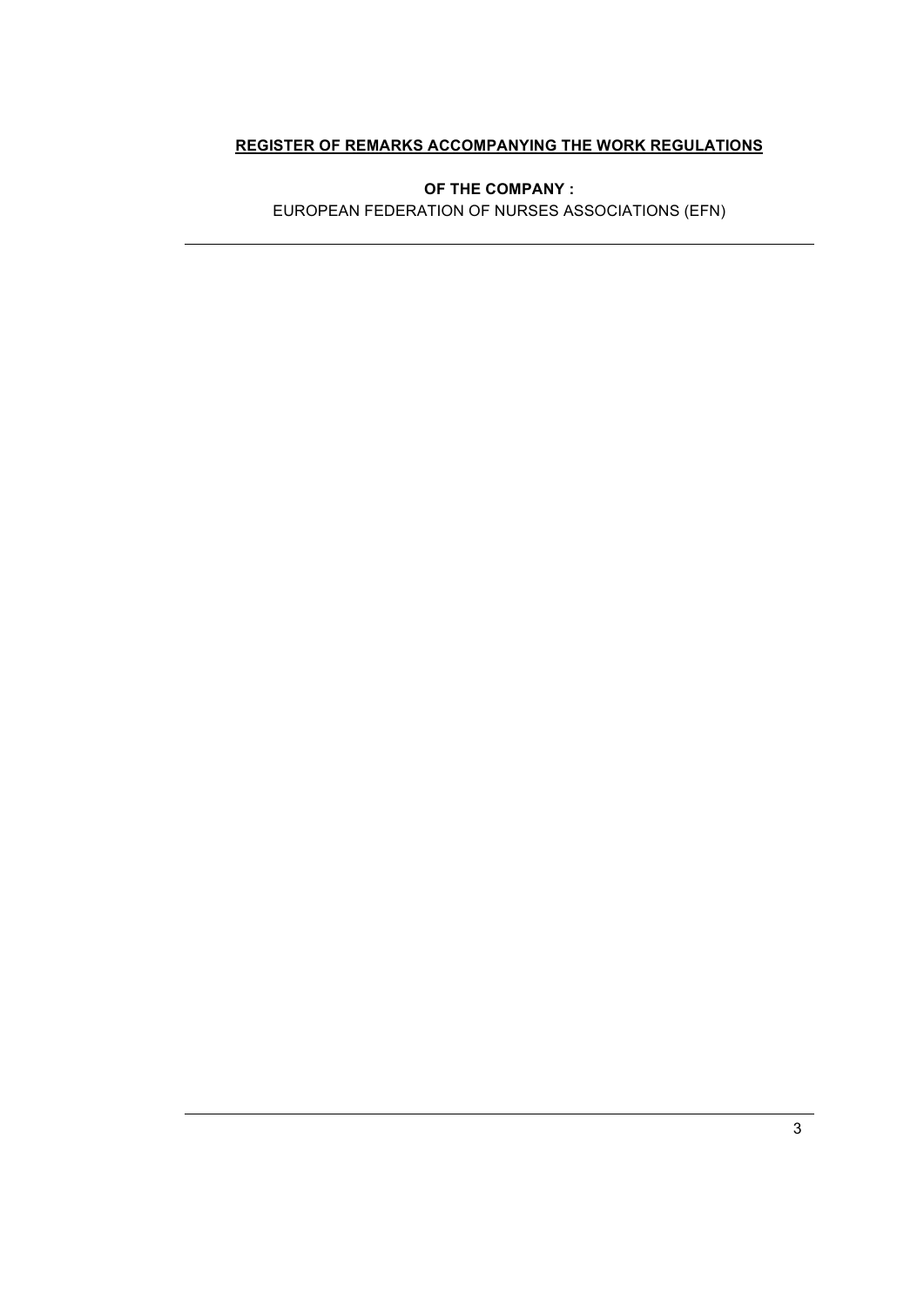**REGISTER OF REMARKS ACCOMPANYING THE WORK REGULATIONS**

**OF THE COMPANY :**

EUROPEAN FEDERATION OF NURSES ASSOCIATIONS (EFN)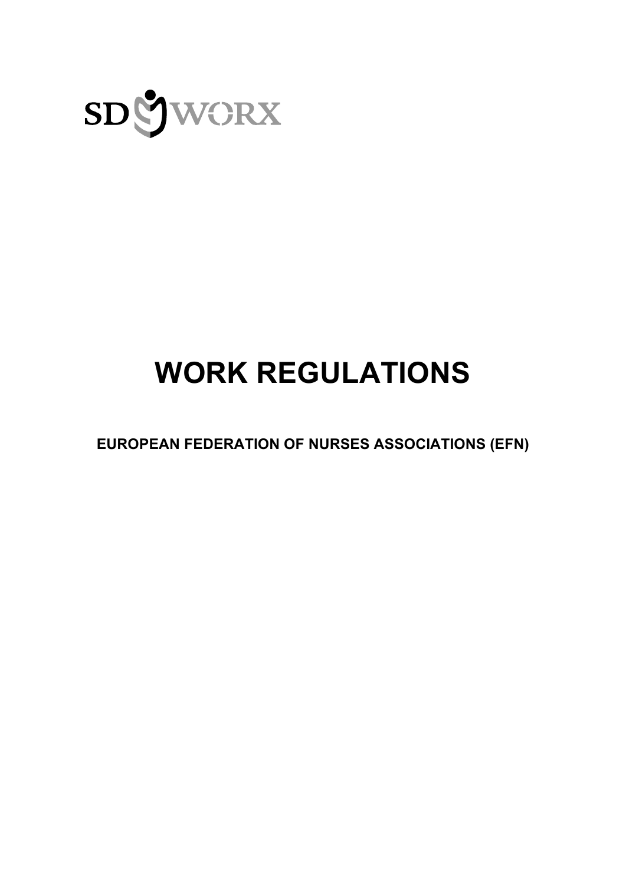SD WORX

# WORK REGULATIONS

**EUROPEAN FEDERATION OF NURSES ASSOCIATIONS (EFN)**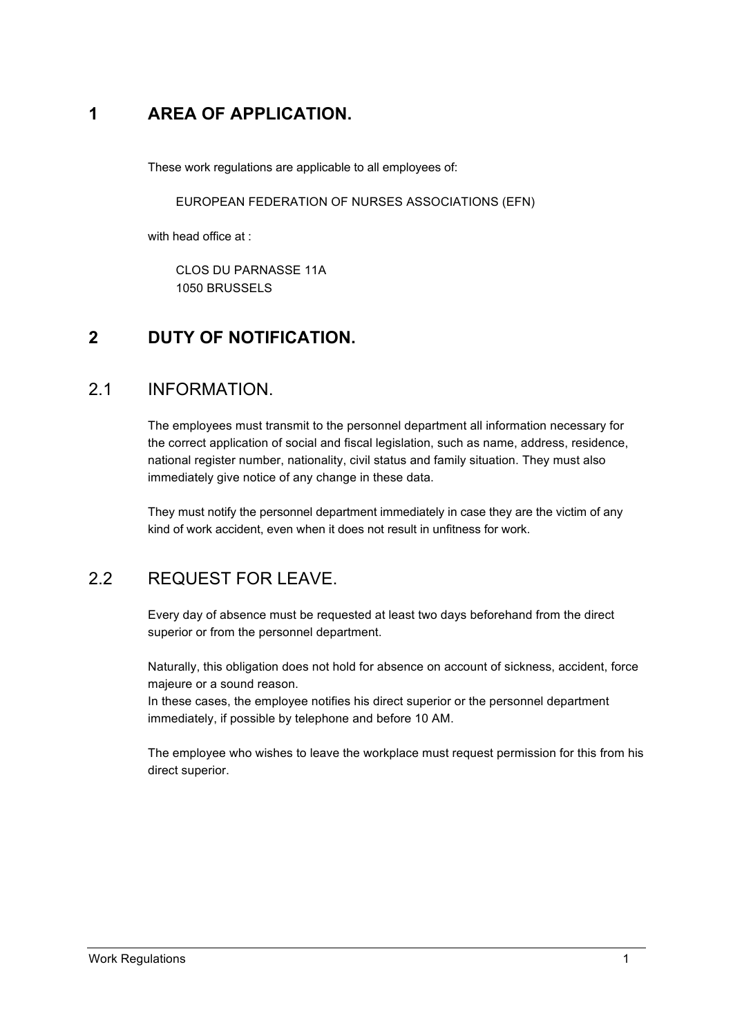# 1 AREA OF APPLICATION.

These work regulations are applicable to all employees of:

EUROPEAN FEDERATION OF NURSES ASSOCIATIONS (EFN)

with head office at :

CLOS DU PARNASSE 11A
1050 BRUSSELS

# 2 DUTY OF NOTIFICATION.

## 2.1 INFORMATION.

The employees must transmit to the personnel department all information necessary for the correct application of social and fiscal legislation, such as name, address, residence, national register number, nationality, civil status and family situation. They must also immediately give notice of any change in these data.

They must notify the personnel department immediately in case they are the victim of any kind of work accident, even when it does not result in unfitness for work.

## 2.2 REQUEST FOR LEAVE.

Every day of absence must be requested at least two days beforehand from the direct superior or from the personnel department.

Naturally, this obligation does not hold for absence on account of sickness, accident, force majeure or a sound reason.
In these cases, the employee notifies his direct superior or the personnel department immediately, if possible by telephone and before 10 AM.

The employee who wishes to leave the workplace must request permission for this from his direct superior.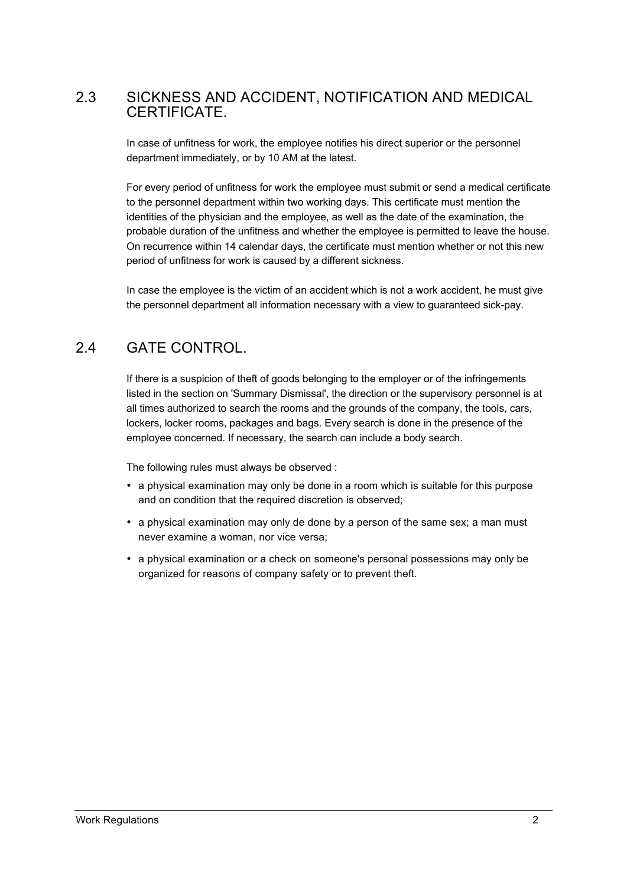## 2.3 SICKNESS AND ACCIDENT, NOTIFICATION AND MEDICAL CERTIFICATE.

In case of unfitness for work, the employee notifies his direct superior or the personnel department immediately, or by 10 AM at the latest.

For every period of unfitness for work the employee must submit or send a medical certificate to the personnel department within two working days. This certificate must mention the identities of the physician and the employee, as well as the date of the examination, the probable duration of the unfitness and whether the employee is permitted to leave the house. On recurrence within 14 calendar days, the certificate must mention whether or not this new period of unfitness for work is caused by a different sickness.

In case the employee is the victim of an accident which is not a work accident, he must give the personnel department all information necessary with a view to guaranteed sick-pay.

## 2.4 GATE CONTROL.

If there is a suspicion of theft of goods belonging to the employer or of the infringements listed in the section on 'Summary Dismissal', the direction or the supervisory personnel is at all times authorized to search the rooms and the grounds of the company, the tools, cars, lockers, locker rooms, packages and bags. Every search is done in the presence of the employee concerned. If necessary, the search can include a body search.

The following rules must always be observed :

- a physical examination may only be done in a room which is suitable for this purpose and on condition that the required discretion is observed;
- a physical examination may only de done by a person of the same sex; a man must never examine a woman, nor vice versa;
- a physical examination or a check on someone's personal possessions may only be organized for reasons of company safety or to prevent theft.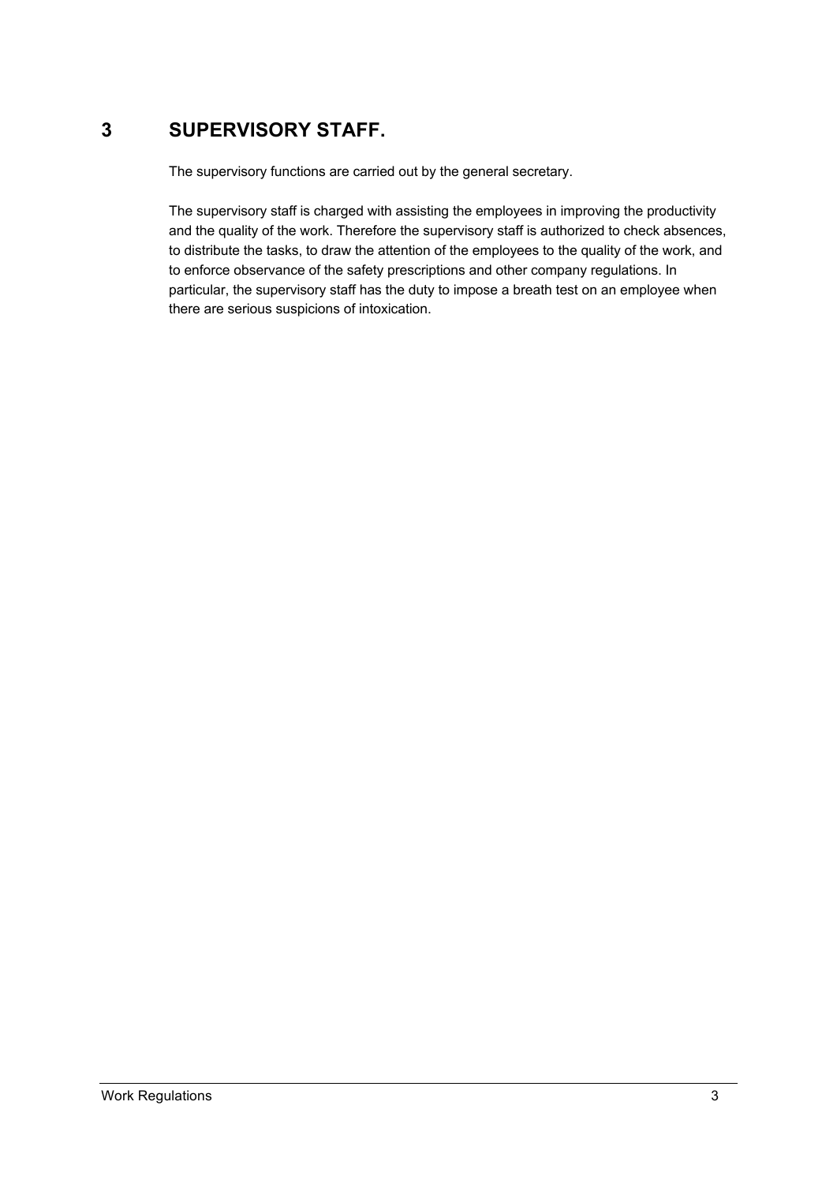# 3 SUPERVISORY STAFF.

The supervisory functions are carried out by the general secretary.

The supervisory staff is charged with assisting the employees in improving the productivity and the quality of the work. Therefore the supervisory staff is authorized to check absences, to distribute the tasks, to draw the attention of the employees to the quality of the work, and to enforce observance of the safety prescriptions and other company regulations. In particular, the supervisory staff has the duty to impose a breath test on an employee when there are serious suspicions of intoxication.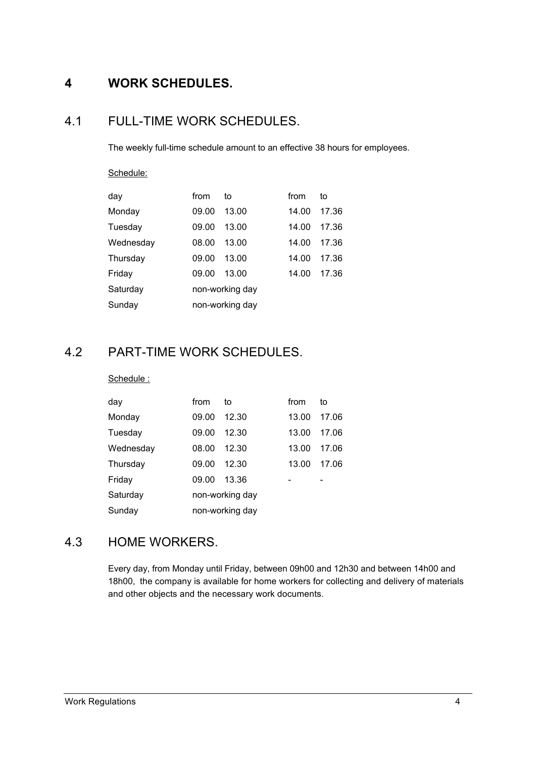# 4 WORK SCHEDULES.

## 4.1 FULL-TIME WORK SCHEDULES.

The weekly full-time schedule amount to an effective 38 hours for employees.

Schedule:

| day | from | to | from | to |
|---|---|---|---|---|
| Monday | 09.00 | 13.00 | 14.00 | 17.36 |
| Tuesday | 09.00 | 13.00 | 14.00 | 17.36 |
| Wednesday | 08.00 | 13.00 | 14.00 | 17.36 |
| Thursday | 09.00 | 13.00 | 14.00 | 17.36 |
| Friday | 09.00 | 13.00 | 14.00 | 17.36 |
| Saturday | non-working day | | | |
| Sunday | non-working day | | | |

## 4.2 PART-TIME WORK SCHEDULES.

Schedule :

| day | from | to | from | to |
|---|---|---|---|---|
| Monday | 09.00 | 12.30 | 13.00 | 17.06 |
| Tuesday | 09.00 | 12.30 | 13.00 | 17.06 |
| Wednesday | 08.00 | 12.30 | 13.00 | 17.06 |
| Thursday | 09.00 | 12.30 | 13.00 | 17.06 |
| Friday | 09.00 | 13.36 | - | - |
| Saturday | non-working day | | | |
| Sunday | non-working day | | | |

## 4.3 HOME WORKERS.

Every day, from Monday until Friday, between 09h00 and 12h30 and between 14h00 and 18h00, the company is available for home workers for collecting and delivery of materials and other objects and the necessary work documents.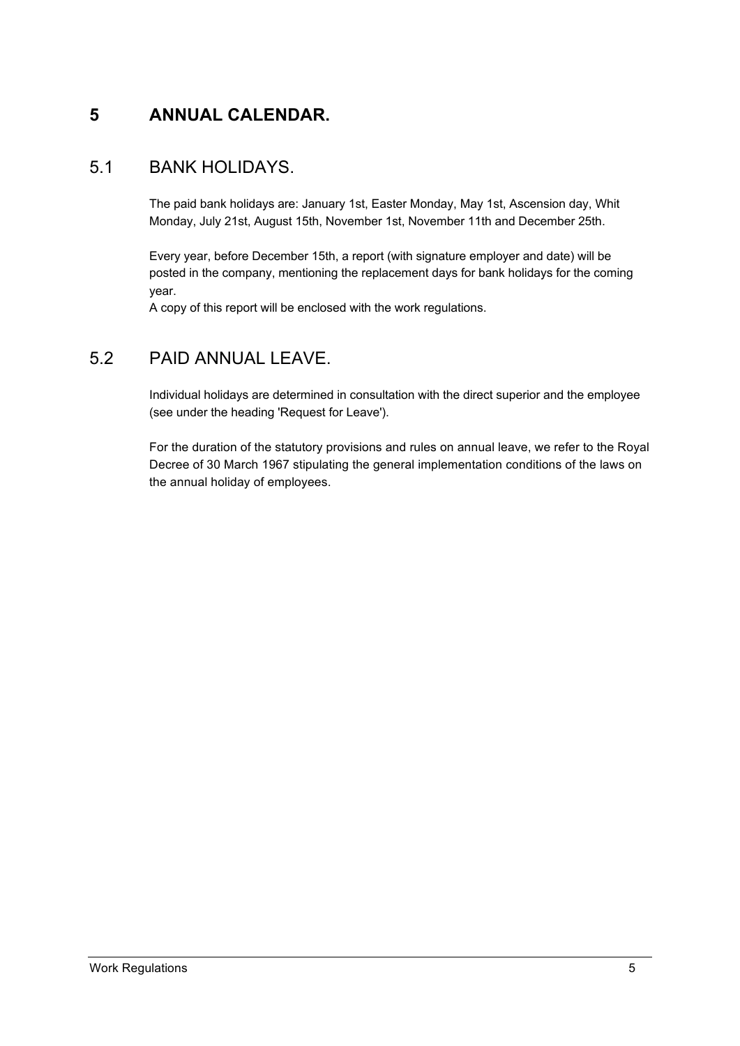# 5 ANNUAL CALENDAR.

## 5.1 BANK HOLIDAYS.

The paid bank holidays are: January 1st, Easter Monday, May 1st, Ascension day, Whit Monday, July 21st, August 15th, November 1st, November 11th and December 25th.

Every year, before December 15th, a report (with signature employer and date) will be posted in the company, mentioning the replacement days for bank holidays for the coming year.
A copy of this report will be enclosed with the work regulations.

## 5.2 PAID ANNUAL LEAVE.

Individual holidays are determined in consultation with the direct superior and the employee (see under the heading 'Request for Leave').

For the duration of the statutory provisions and rules on annual leave, we refer to the Royal Decree of 30 March 1967 stipulating the general implementation conditions of the laws on the annual holiday of employees.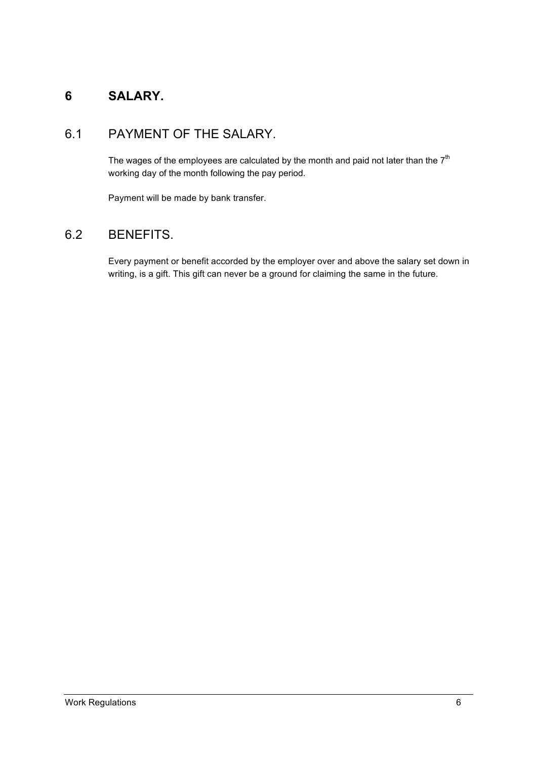# 6 SALARY.

## 6.1 PAYMENT OF THE SALARY.

The wages of the employees are calculated by the month and paid not later than the 7th working day of the month following the pay period.

Payment will be made by bank transfer.

## 6.2 BENEFITS.

Every payment or benefit accorded by the employer over and above the salary set down in writing, is a gift. This gift can never be a ground for claiming the same in the future.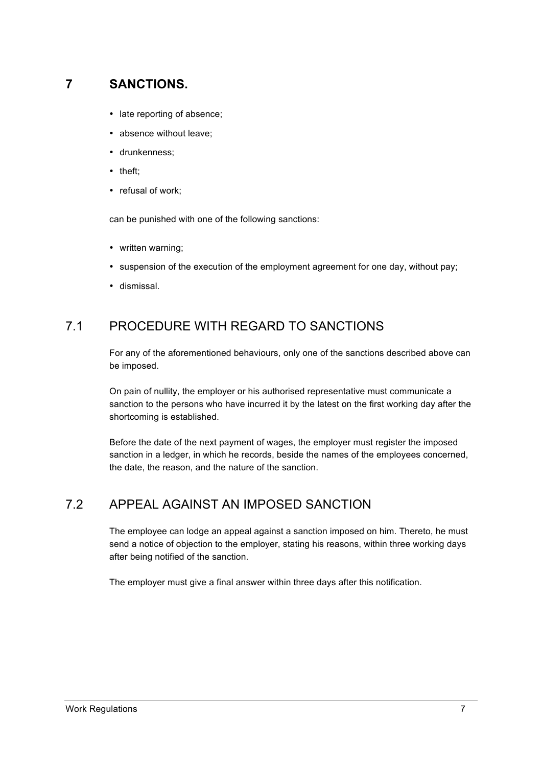## 7 SANCTIONS.

- late reporting of absence;
- absence without leave;
- drunkenness;
- theft;
- refusal of work;

can be punished with one of the following sanctions:

- written warning;
- suspension of the execution of the employment agreement for one day, without pay;
- dismissal.

### 7.1 PROCEDURE WITH REGARD TO SANCTIONS

For any of the aforementioned behaviours, only one of the sanctions described above can be imposed.

On pain of nullity, the employer or his authorised representative must communicate a sanction to the persons who have incurred it by the latest on the first working day after the shortcoming is established.

Before the date of the next payment of wages, the employer must register the imposed sanction in a ledger, in which he records, beside the names of the employees concerned, the date, the reason, and the nature of the sanction.

### 7.2 APPEAL AGAINST AN IMPOSED SANCTION

The employee can lodge an appeal against a sanction imposed on him. Thereto, he must send a notice of objection to the employer, stating his reasons, within three working days after being notified of the sanction.

The employer must give a final answer within three days after this notification.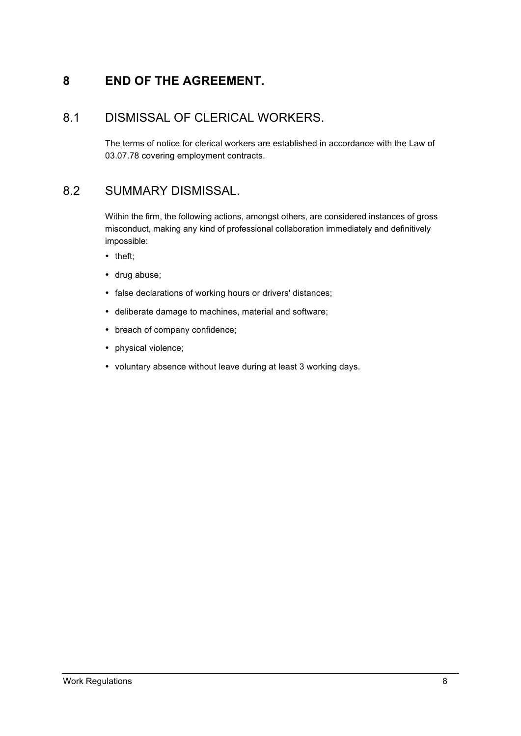# 8 END OF THE AGREEMENT.

## 8.1 DISMISSAL OF CLERICAL WORKERS.

The terms of notice for clerical workers are established in accordance with the Law of 03.07.78 covering employment contracts.

## 8.2 SUMMARY DISMISSAL.

Within the firm, the following actions, amongst others, are considered instances of gross misconduct, making any kind of professional collaboration immediately and definitively impossible:

- theft;
- drug abuse;
- false declarations of working hours or drivers' distances;
- deliberate damage to machines, material and software;
- breach of company confidence;
- physical violence;
- voluntary absence without leave during at least 3 working days.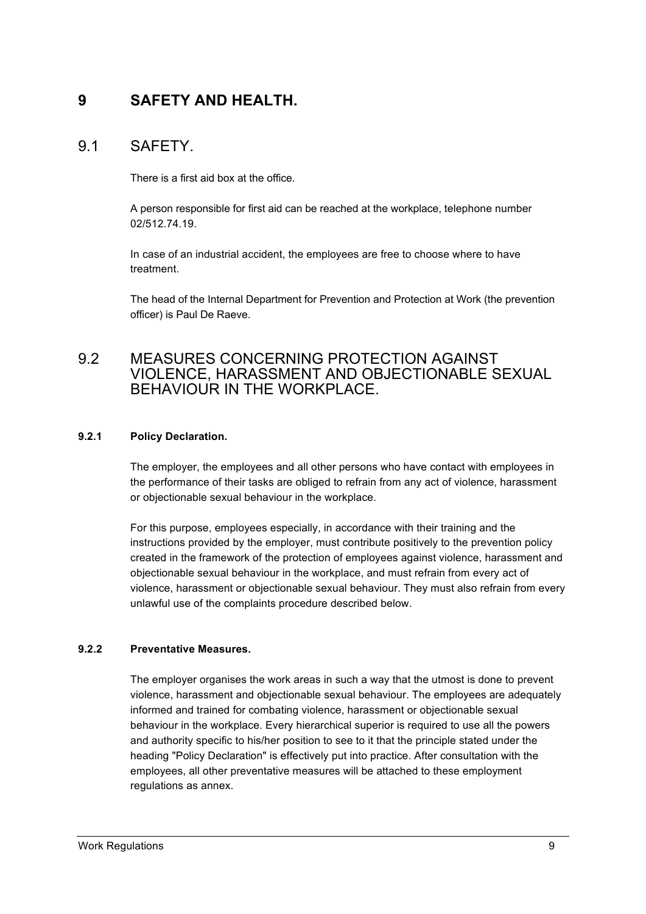# 9 SAFETY AND HEALTH.

## 9.1 SAFETY.

There is a first aid box at the office.

A person responsible for first aid can be reached at the workplace, telephone number 02/512.74.19.

In case of an industrial accident, the employees are free to choose where to have treatment.

The head of the Internal Department for Prevention and Protection at Work (the prevention officer) is Paul De Raeve.

## 9.2 MEASURES CONCERNING PROTECTION AGAINST VIOLENCE, HARASSMENT AND OBJECTIONABLE SEXUAL BEHAVIOUR IN THE WORKPLACE.

### 9.2.1 Policy Declaration.

The employer, the employees and all other persons who have contact with employees in the performance of their tasks are obliged to refrain from any act of violence, harassment or objectionable sexual behaviour in the workplace.

For this purpose, employees especially, in accordance with their training and the instructions provided by the employer, must contribute positively to the prevention policy created in the framework of the protection of employees against violence, harassment and objectionable sexual behaviour in the workplace, and must refrain from every act of violence, harassment or objectionable sexual behaviour. They must also refrain from every unlawful use of the complaints procedure described below.

### 9.2.2 Preventative Measures.

The employer organises the work areas in such a way that the utmost is done to prevent violence, harassment and objectionable sexual behaviour. The employees are adequately informed and trained for combating violence, harassment or objectionable sexual behaviour in the workplace. Every hierarchical superior is required to use all the powers and authority specific to his/her position to see to it that the principle stated under the heading "Policy Declaration" is effectively put into practice. After consultation with the employees, all other preventative measures will be attached to these employment regulations as annex.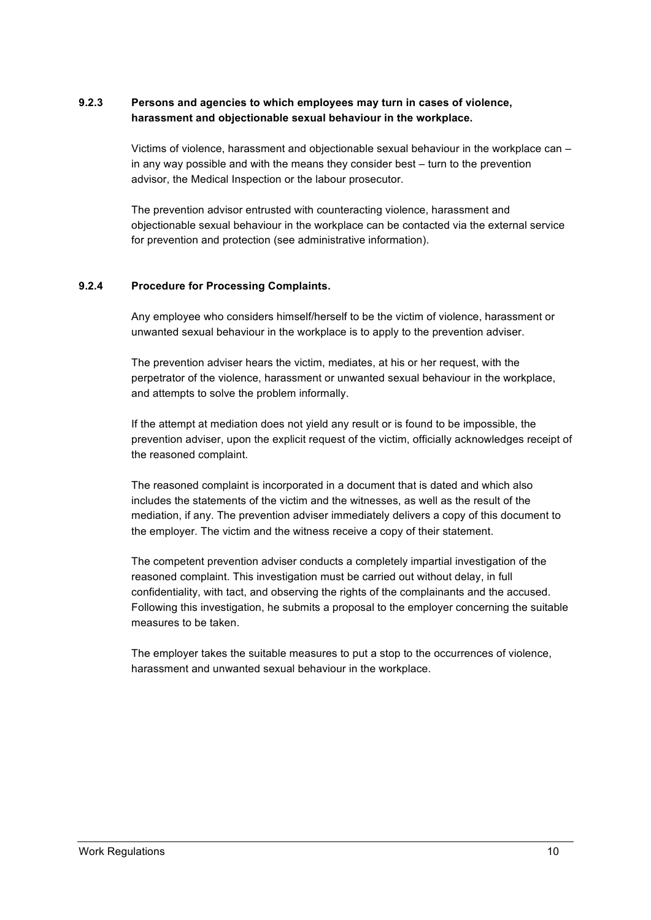#### 9.2.3 Persons and agencies to which employees may turn in cases of violence, harassment and objectionable sexual behaviour in the workplace.

Victims of violence, harassment and objectionable sexual behaviour in the workplace can – in any way possible and with the means they consider best – turn to the prevention advisor, the Medical Inspection or the labour prosecutor.

The prevention advisor entrusted with counteracting violence, harassment and objectionable sexual behaviour in the workplace can be contacted via the external service for prevention and protection (see administrative information).

#### 9.2.4 Procedure for Processing Complaints.

Any employee who considers himself/herself to be the victim of violence, harassment or unwanted sexual behaviour in the workplace is to apply to the prevention adviser.

The prevention adviser hears the victim, mediates, at his or her request, with the perpetrator of the violence, harassment or unwanted sexual behaviour in the workplace, and attempts to solve the problem informally.

If the attempt at mediation does not yield any result or is found to be impossible, the prevention adviser, upon the explicit request of the victim, officially acknowledges receipt of the reasoned complaint.

The reasoned complaint is incorporated in a document that is dated and which also includes the statements of the victim and the witnesses, as well as the result of the mediation, if any. The prevention adviser immediately delivers a copy of this document to the employer. The victim and the witness receive a copy of their statement.

The competent prevention adviser conducts a completely impartial investigation of the reasoned complaint. This investigation must be carried out without delay, in full confidentiality, with tact, and observing the rights of the complainants and the accused. Following this investigation, he submits a proposal to the employer concerning the suitable measures to be taken.

The employer takes the suitable measures to put a stop to the occurrences of violence, harassment and unwanted sexual behaviour in the workplace.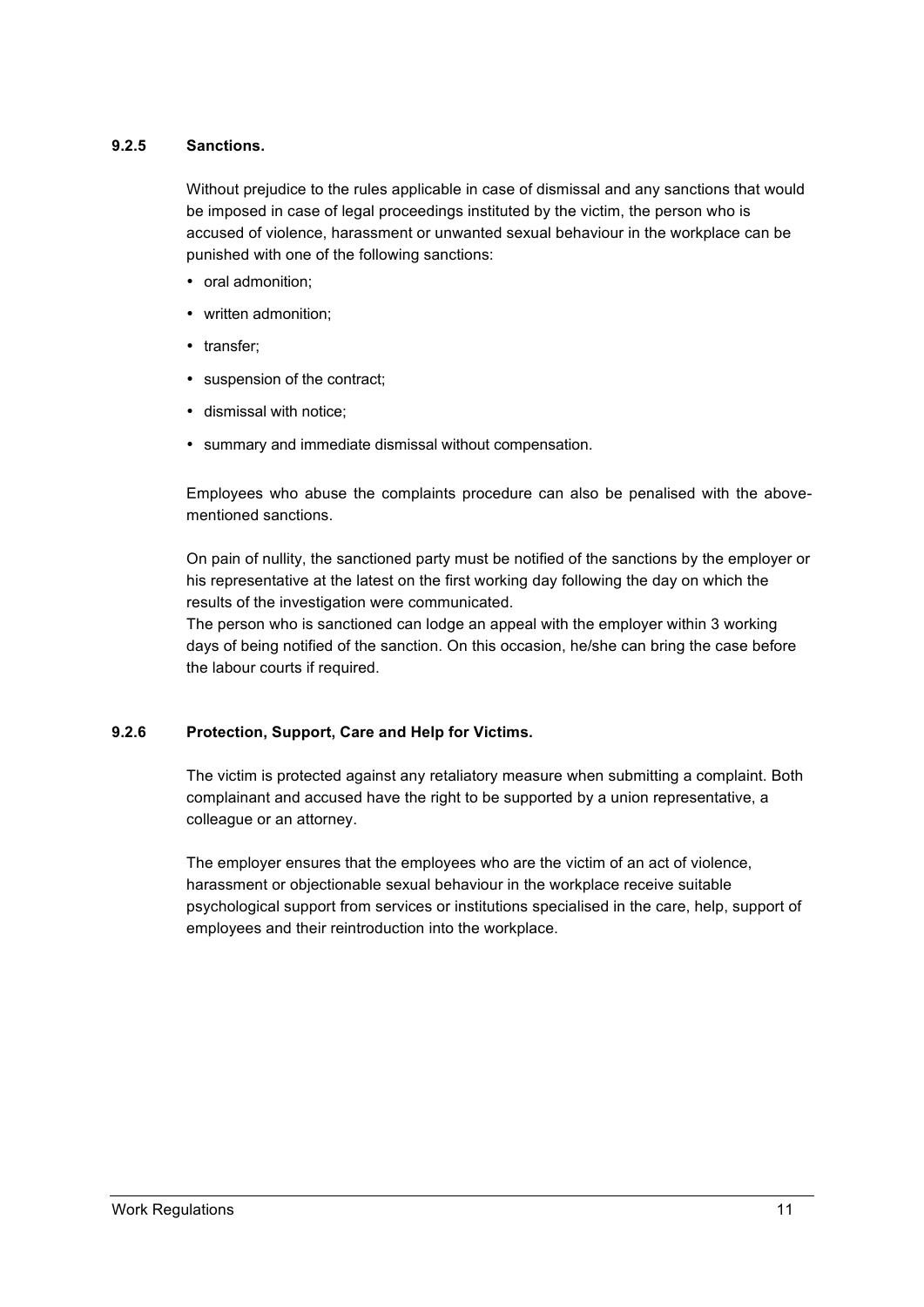#### 9.2.5 Sanctions.

Without prejudice to the rules applicable in case of dismissal and any sanctions that would be imposed in case of legal proceedings instituted by the victim, the person who is accused of violence, harassment or unwanted sexual behaviour in the workplace can be punished with one of the following sanctions:

- oral admonition;
- written admonition;
- transfer;
- suspension of the contract;
- dismissal with notice;
- summary and immediate dismissal without compensation.

Employees who abuse the complaints procedure can also be penalised with the above-mentioned sanctions.

On pain of nullity, the sanctioned party must be notified of the sanctions by the employer or his representative at the latest on the first working day following the day on which the results of the investigation were communicated.
The person who is sanctioned can lodge an appeal with the employer within 3 working days of being notified of the sanction. On this occasion, he/she can bring the case before the labour courts if required.

#### 9.2.6 Protection, Support, Care and Help for Victims.

The victim is protected against any retaliatory measure when submitting a complaint. Both complainant and accused have the right to be supported by a union representative, a colleague or an attorney.

The employer ensures that the employees who are the victim of an act of violence, harassment or objectionable sexual behaviour in the workplace receive suitable psychological support from services or institutions specialised in the care, help, support of employees and their reintroduction into the workplace.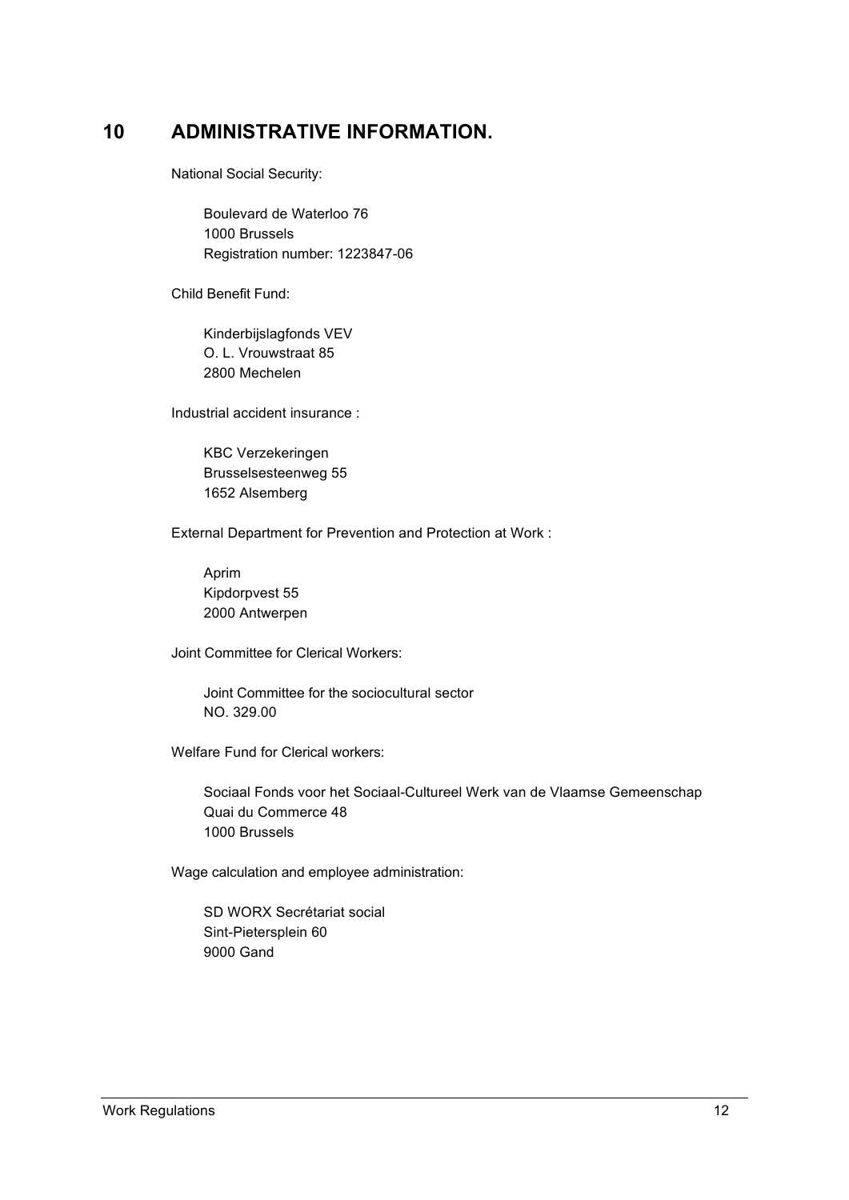# 10 ADMINISTRATIVE INFORMATION.

National Social Security:

Boulevard de Waterloo 76
1000 Brussels
Registration number: 1223847-06

Child Benefit Fund:

Kinderbijslagfonds VEV
O. L. Vrouwstraat 85
2800 Mechelen

Industrial accident insurance :

KBC Verzekeringen
Brusselsesteenweg 55
1652 Alsemberg

External Department for Prevention and Protection at Work :

Aprim
Kipdorpvest 55
2000 Antwerpen

Joint Committee for Clerical Workers:

Joint Committee for the sociocultural sector
NO. 329.00

Welfare Fund for Clerical workers:

Sociaal Fonds voor het Sociaal-Cultureel Werk van de Vlaamse Gemeenschap
Quai du Commerce 48
1000 Brussels

Wage calculation and employee administration:

SD WORX Secrétariat social
Sint-Pietersplein 60
9000 Gand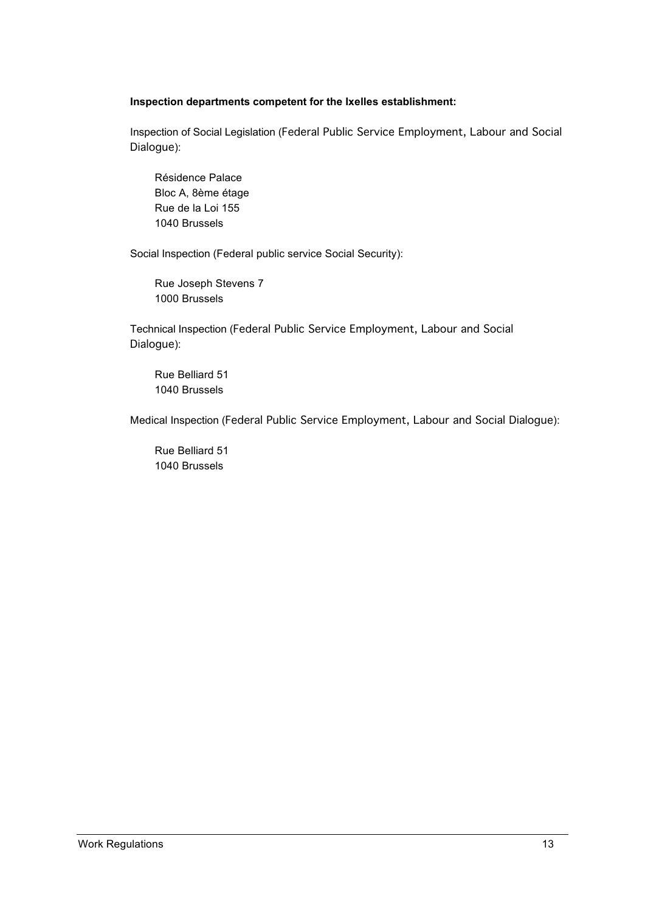**Inspection departments competent for the Ixelles establishment:**

Inspection of Social Legislation (Federal Public Service Employment, Labour and Social Dialogue):

Résidence Palace
Bloc A, 8ème étage
Rue de la Loi 155
1040 Brussels

Social Inspection (Federal public service Social Security):

Rue Joseph Stevens 7
1000 Brussels

Technical Inspection (Federal Public Service Employment, Labour and Social Dialogue):

Rue Belliard 51
1040 Brussels

Medical Inspection (Federal Public Service Employment, Labour and Social Dialogue):

Rue Belliard 51
1040 Brussels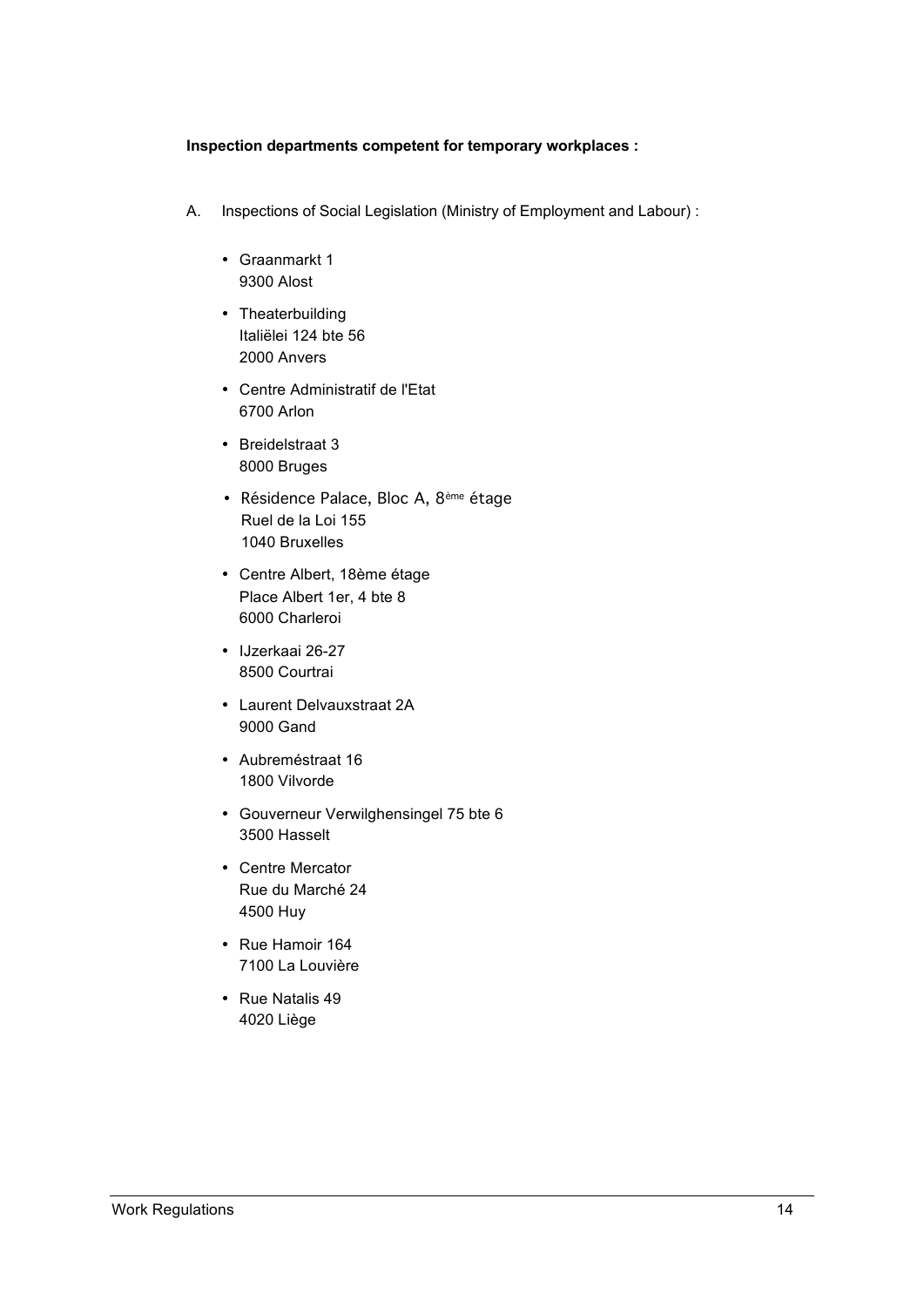**Inspection departments competent for temporary workplaces :**

A. Inspections of Social Legislation (Ministry of Employment and Labour) :

- Graanmarkt 1
  9300 Alost
- Theaterbuilding
  Italiëlei 124 bte 56
  2000 Anvers
- Centre Administratif de l'Etat
  6700 Arlon
- Breidelstraat 3
  8000 Bruges
- Résidence Palace, Bloc A, 8ème étage
  Ruel de la Loi 155
  1040 Bruxelles
- Centre Albert, 18ème étage
  Place Albert 1er, 4 bte 8
  6000 Charleroi
- IJzerkaai 26-27
  8500 Courtrai
- Laurent Delvauxstraat 2A
  9000 Gand
- Aubreméstraat 16
  1800 Vilvorde
- Gouverneur Verwilghensingel 75 bte 6
  3500 Hasselt
- Centre Mercator
  Rue du Marché 24
  4500 Huy
- Rue Hamoir 164
  7100 La Louvière
- Rue Natalis 49
  4020 Liège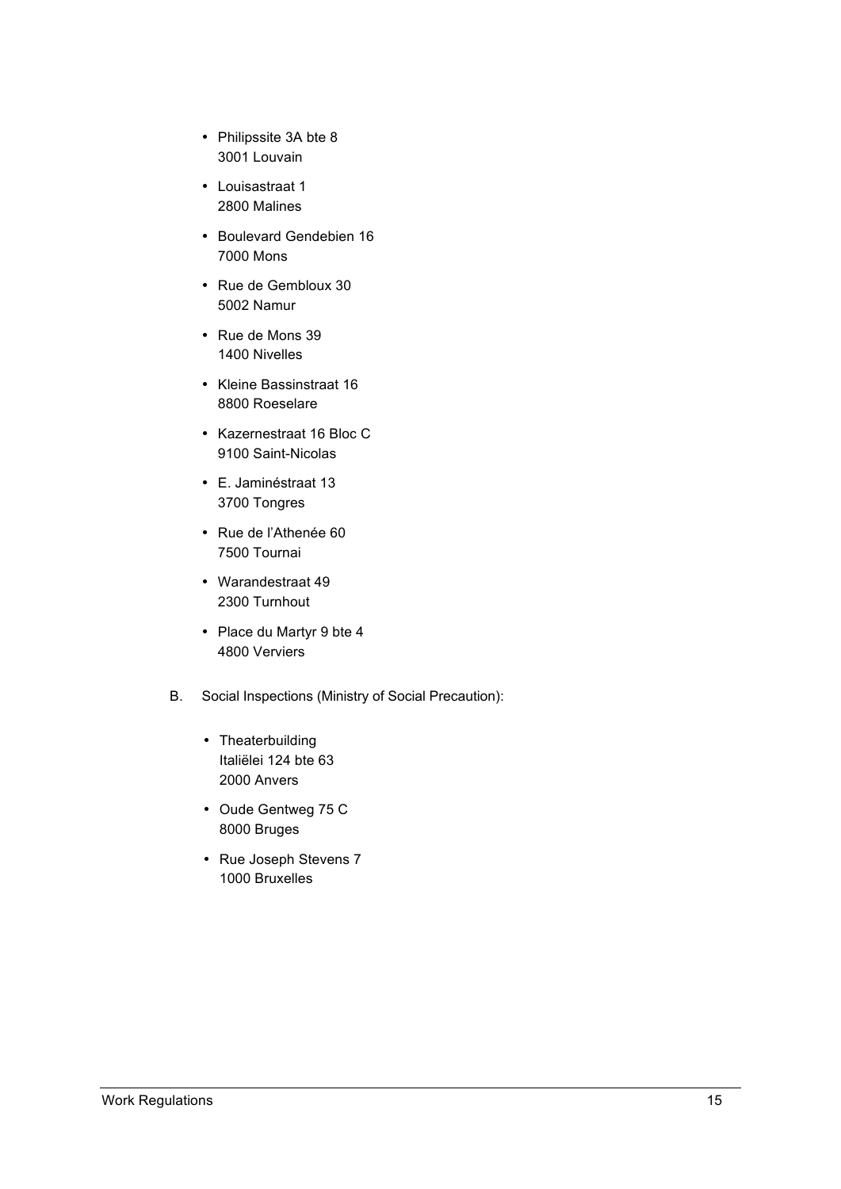- Philipssite 3A bte 8
  3001 Louvain
- Louisastraat 1
  2800 Malines
- Boulevard Gendebien 16
  7000 Mons
- Rue de Gembloux 30
  5002 Namur
- Rue de Mons 39
  1400 Nivelles
- Kleine Bassinstraat 16
  8800 Roeselare
- Kazernestraat 16 Bloc C
  9100 Saint-Nicolas
- E. Jaminéstraat 13
  3700 Tongres
- Rue de l'Athenée 60
  7500 Tournai
- Warandestraat 49
  2300 Turnhout
- Place du Martyr 9 bte 4
  4800 Verviers

B. Social Inspections (Ministry of Social Precaution):

- Theaterbuilding
  Italiëlei 124 bte 63
  2000 Anvers
- Oude Gentweg 75 C
  8000 Bruges
- Rue Joseph Stevens 7
  1000 Bruxelles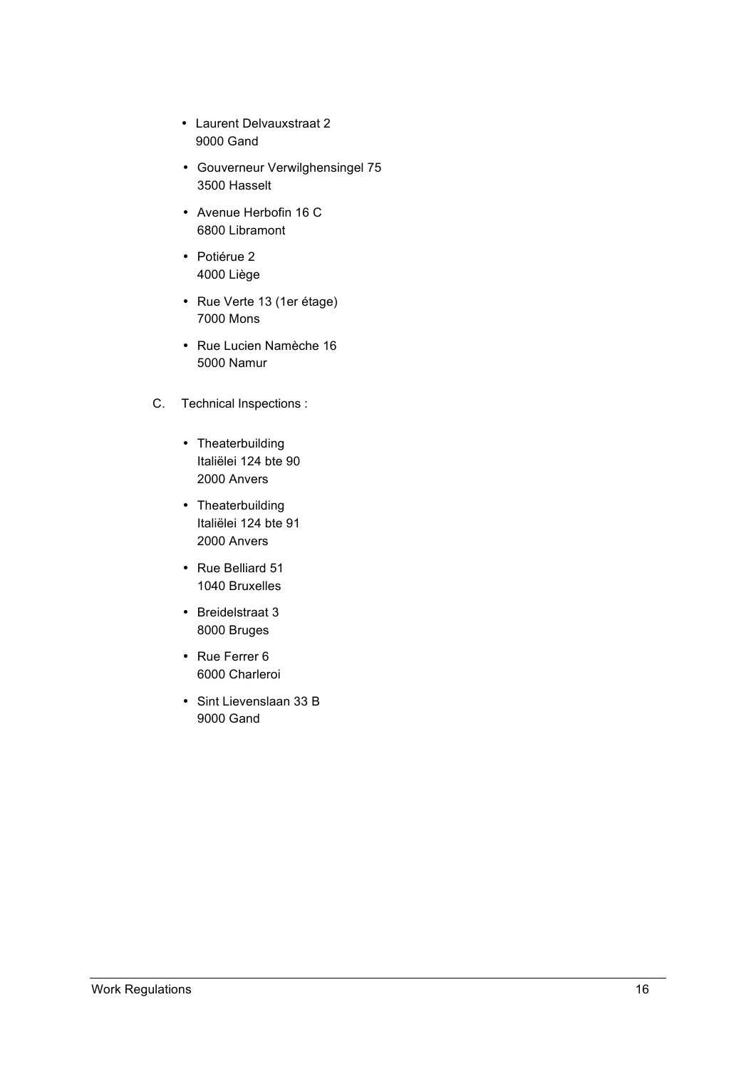- Laurent Delvauxstraat 2
  9000 Gand

- Gouverneur Verwilghensingel 75
  3500 Hasselt

- Avenue Herbofin 16 C
  6800 Libramont

- Potiérue 2
  4000 Liège

- Rue Verte 13 (1er étage)
  7000 Mons

- Rue Lucien Namèche 16
  5000 Namur

C. Technical Inspections :

- Theaterbuilding
  Italiëlei 124 bte 90
  2000 Anvers

- Theaterbuilding
  Italiëlei 124 bte 91
  2000 Anvers

- Rue Belliard 51
  1040 Bruxelles

- Breidelstraat 3
  8000 Bruges

- Rue Ferrer 6
  6000 Charleroi

- Sint Lievenslaan 33 B
  9000 Gand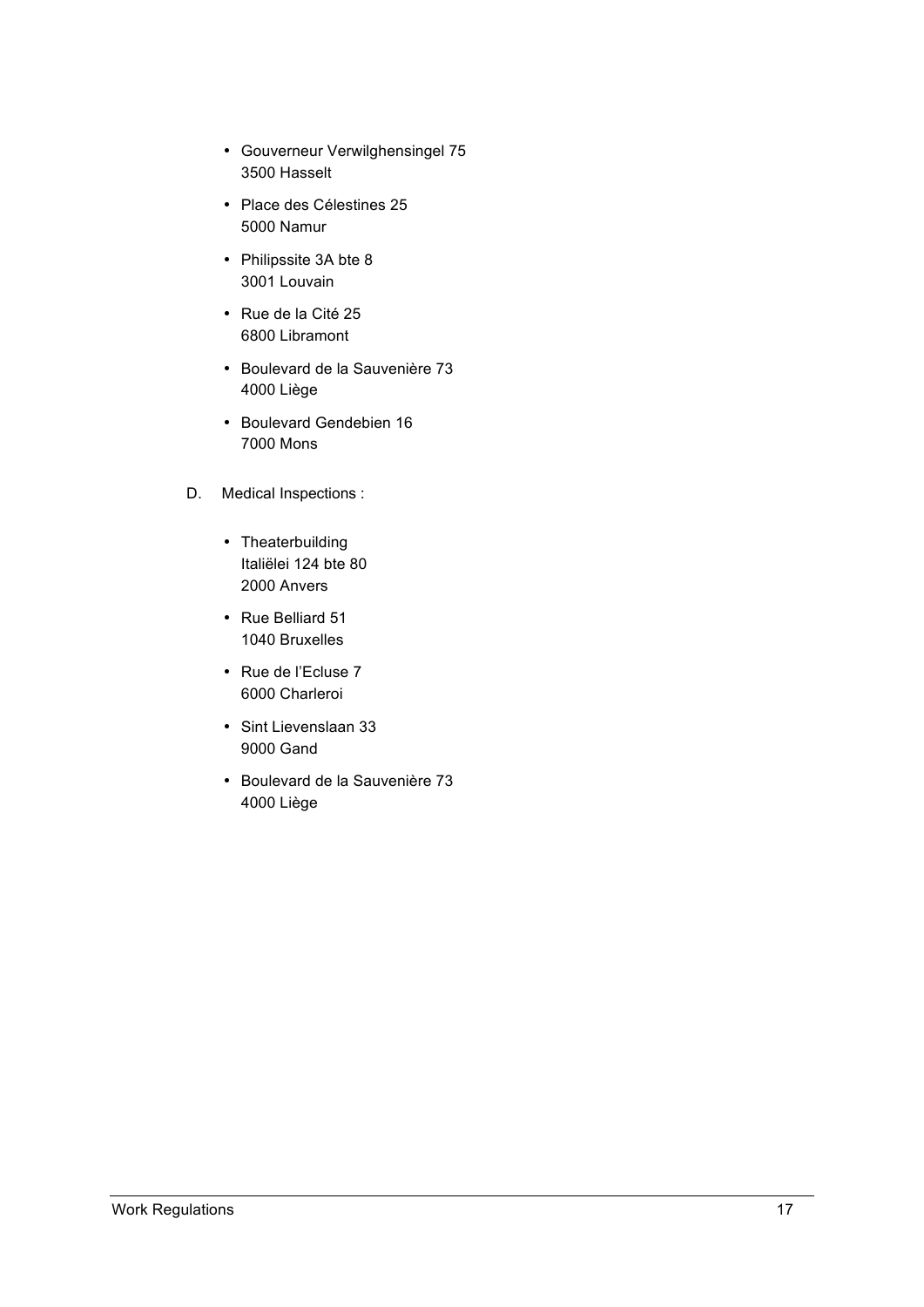- Gouverneur Verwilghensingel 75
  3500 Hasselt

- Place des Célestines 25
  5000 Namur

- Philipssite 3A bte 8
  3001 Louvain

- Rue de la Cité 25
  6800 Libramont

- Boulevard de la Sauvenière 73
  4000 Liège

- Boulevard Gendebien 16
  7000 Mons

D. Medical Inspections :

- Theaterbuilding
  Italiëlei 124 bte 80
  2000 Anvers

- Rue Belliard 51
  1040 Bruxelles

- Rue de l'Ecluse 7
  6000 Charleroi

- Sint Lievenslaan 33
  9000 Gand

- Boulevard de la Sauvenière 73
  4000 Liège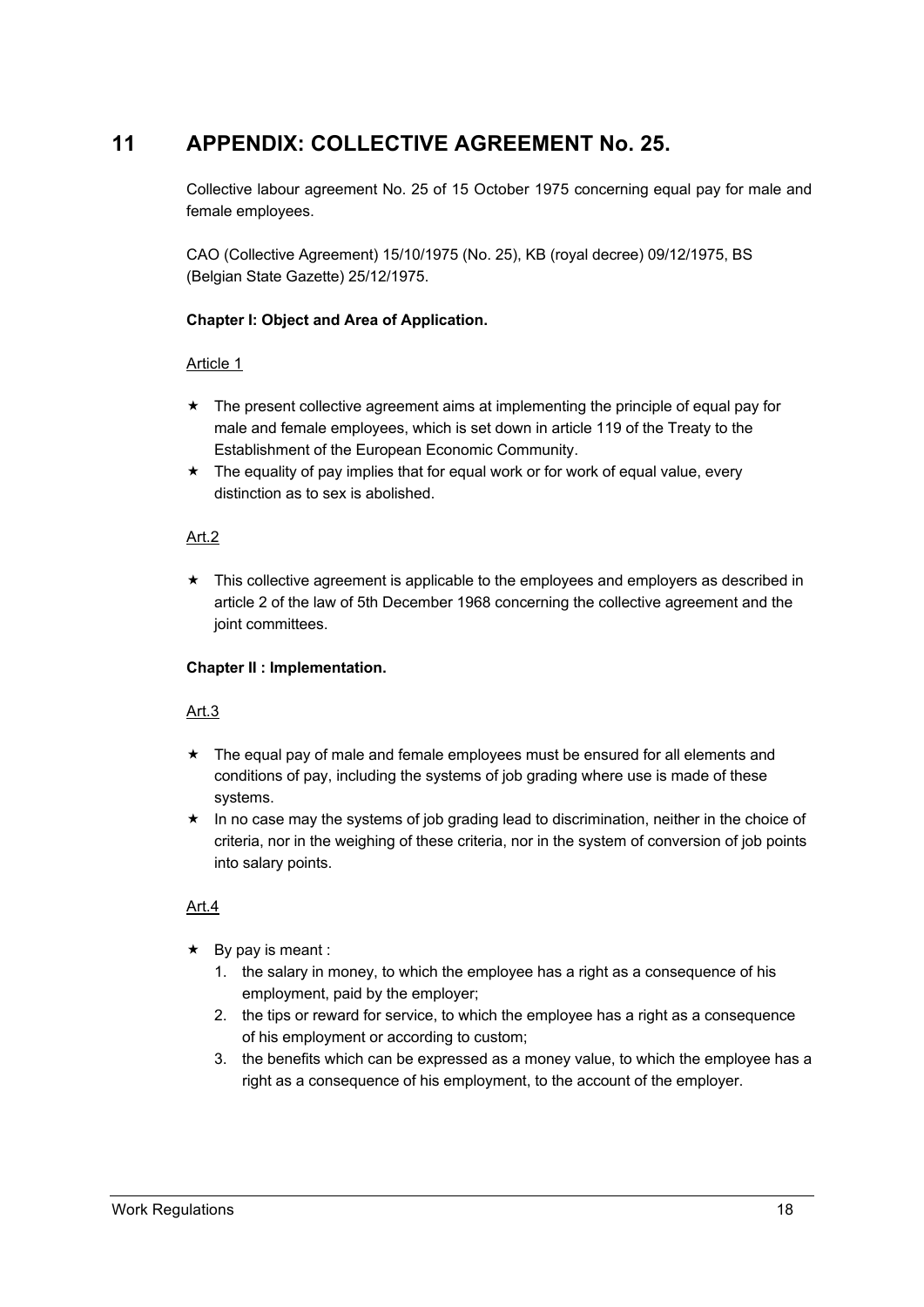# 11 APPENDIX: COLLECTIVE AGREEMENT No. 25.

Collective labour agreement No. 25 of 15 October 1975 concerning equal pay for male and female employees.

CAO (Collective Agreement) 15/10/1975 (No. 25), KB (royal decree) 09/12/1975, BS (Belgian State Gazette) 25/12/1975.

**Chapter I: Object and Area of Application.**

Article 1

- The present collective agreement aims at implementing the principle of equal pay for male and female employees, which is set down in article 119 of the Treaty to the Establishment of the European Economic Community.
- The equality of pay implies that for equal work or for work of equal value, every distinction as to sex is abolished.

Art.2

- This collective agreement is applicable to the employees and employers as described in article 2 of the law of 5th December 1968 concerning the collective agreement and the joint committees.

**Chapter II : Implementation.**

Art.3

- The equal pay of male and female employees must be ensured for all elements and conditions of pay, including the systems of job grading where use is made of these systems.
- In no case may the systems of job grading lead to discrimination, neither in the choice of criteria, nor in the weighing of these criteria, nor in the system of conversion of job points into salary points.

Art.4

- By pay is meant :
  1. the salary in money, to which the employee has a right as a consequence of his employment, paid by the employer;
  2. the tips or reward for service, to which the employee has a right as a consequence of his employment or according to custom;
  3. the benefits which can be expressed as a money value, to which the employee has a right as a consequence of his employment, to the account of the employer.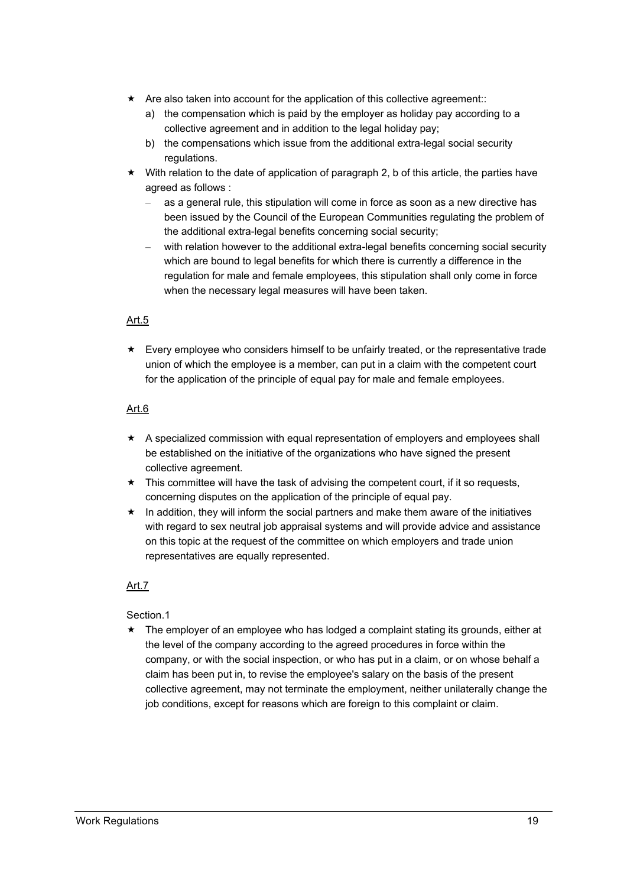- Are also taken into account for the application of this collective agreement::
  a) the compensation which is paid by the employer as holiday pay according to a collective agreement and in addition to the legal holiday pay;
  b) the compensations which issue from the additional extra-legal social security regulations.
- With relation to the date of application of paragraph 2, b of this article, the parties have agreed as follows :
  - as a general rule, this stipulation will come in force as soon as a new directive has been issued by the Council of the European Communities regulating the problem of the additional extra-legal benefits concerning social security;
  - with relation however to the additional extra-legal benefits concerning social security which are bound to legal benefits for which there is currently a difference in the regulation for male and female employees, this stipulation shall only come in force when the necessary legal measures will have been taken.

<u>Art.5</u>

- Every employee who considers himself to be unfairly treated, or the representative trade union of which the employee is a member, can put in a claim with the competent court for the application of the principle of equal pay for male and female employees.

<u>Art.6</u>

- A specialized commission with equal representation of employers and employees shall be established on the initiative of the organizations who have signed the present collective agreement.
- This committee will have the task of advising the competent court, if it so requests, concerning disputes on the application of the principle of equal pay.
- In addition, they will inform the social partners and make them aware of the initiatives with regard to sex neutral job appraisal systems and will provide advice and assistance on this topic at the request of the committee on which employers and trade union representatives are equally represented.

<u>Art.7</u>

Section.1

- The employer of an employee who has lodged a complaint stating its grounds, either at the level of the company according to the agreed procedures in force within the company, or with the social inspection, or who has put in a claim, or on whose behalf a claim has been put in, to revise the employee's salary on the basis of the present collective agreement, may not terminate the employment, neither unilaterally change the job conditions, except for reasons which are foreign to this complaint or claim.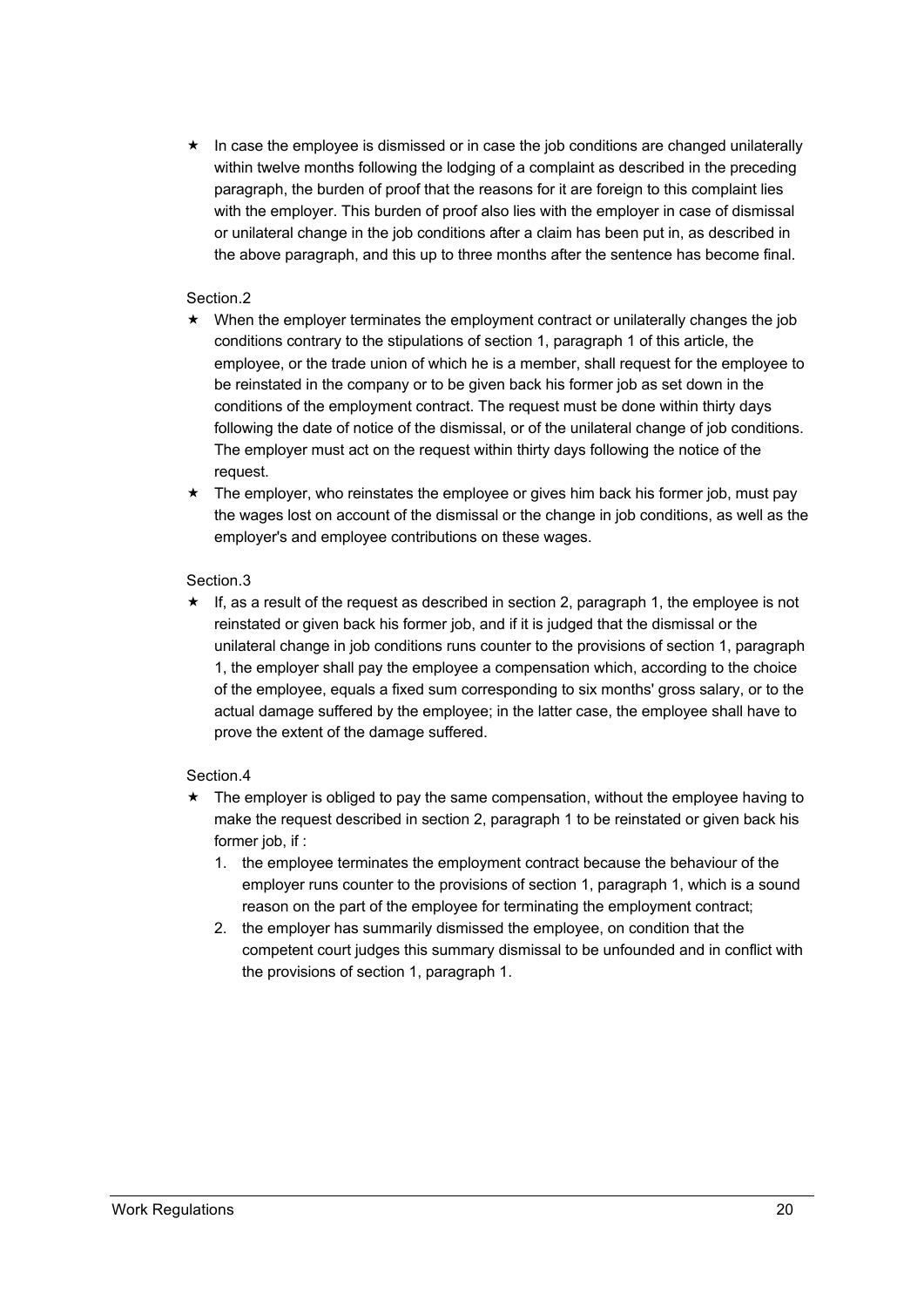- In case the employee is dismissed or in case the job conditions are changed unilaterally within twelve months following the lodging of a complaint as described in the preceding paragraph, the burden of proof that the reasons for it are foreign to this complaint lies with the employer. This burden of proof also lies with the employer in case of dismissal or unilateral change in the job conditions after a claim has been put in, as described in the above paragraph, and this up to three months after the sentence has become final.

Section.2

- When the employer terminates the employment contract or unilaterally changes the job conditions contrary to the stipulations of section 1, paragraph 1 of this article, the employee, or the trade union of which he is a member, shall request for the employee to be reinstated in the company or to be given back his former job as set down in the conditions of the employment contract. The request must be done within thirty days following the date of notice of the dismissal, or of the unilateral change of job conditions. The employer must act on the request within thirty days following the notice of the request.
- The employer, who reinstates the employee or gives him back his former job, must pay the wages lost on account of the dismissal or the change in job conditions, as well as the employer's and employee contributions on these wages.

Section.3

- If, as a result of the request as described in section 2, paragraph 1, the employee is not reinstated or given back his former job, and if it is judged that the dismissal or the unilateral change in job conditions runs counter to the provisions of section 1, paragraph 1, the employer shall pay the employee a compensation which, according to the choice of the employee, equals a fixed sum corresponding to six months' gross salary, or to the actual damage suffered by the employee; in the latter case, the employee shall have to prove the extent of the damage suffered.

Section.4

- The employer is obliged to pay the same compensation, without the employee having to make the request described in section 2, paragraph 1 to be reinstated or given back his former job, if :
  1. the employee terminates the employment contract because the behaviour of the employer runs counter to the provisions of section 1, paragraph 1, which is a sound reason on the part of the employee for terminating the employment contract;
  2. the employer has summarily dismissed the employee, on condition that the competent court judges this summary dismissal to be unfounded and in conflict with the provisions of section 1, paragraph 1.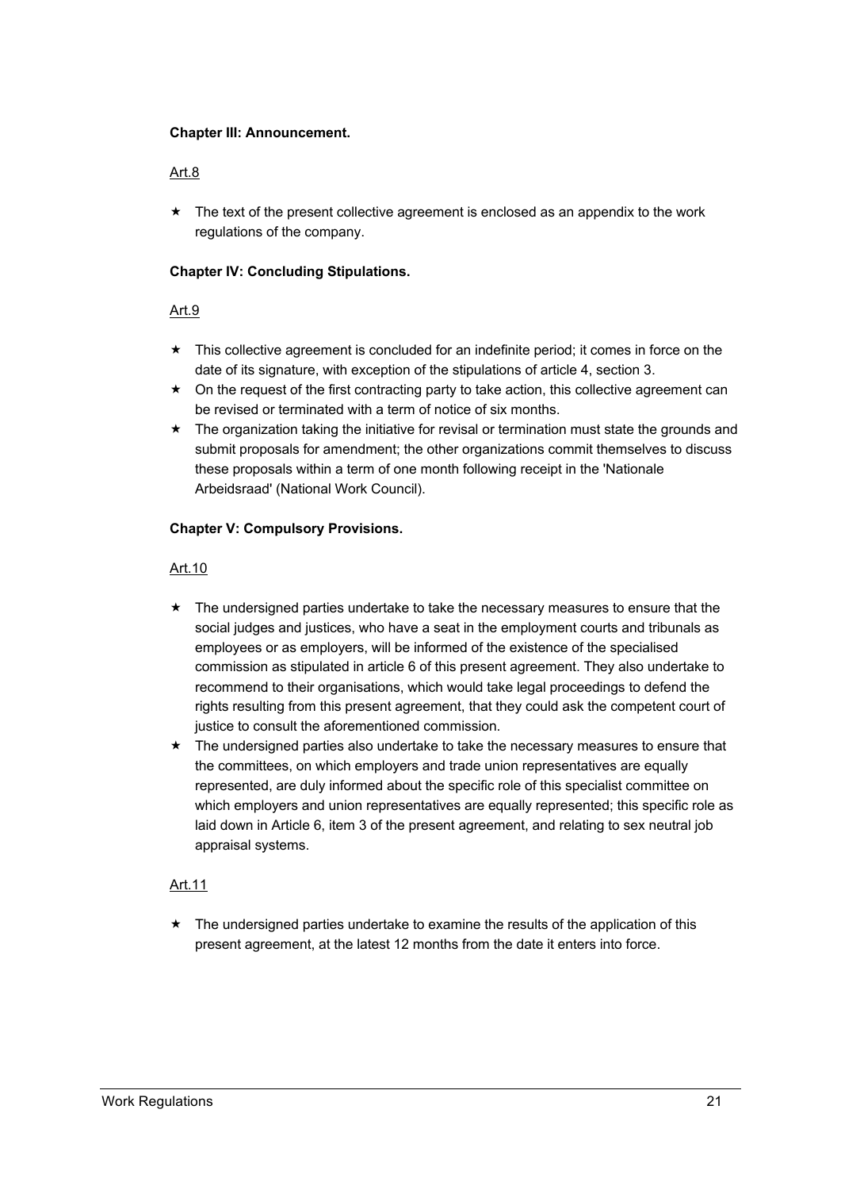**Chapter III: Announcement.**

Art.8

- The text of the present collective agreement is enclosed as an appendix to the work regulations of the company.

**Chapter IV: Concluding Stipulations.**

Art.9

- This collective agreement is concluded for an indefinite period; it comes in force on the date of its signature, with exception of the stipulations of article 4, section 3.
- On the request of the first contracting party to take action, this collective agreement can be revised or terminated with a term of notice of six months.
- The organization taking the initiative for revisal or termination must state the grounds and submit proposals for amendment; the other organizations commit themselves to discuss these proposals within a term of one month following receipt in the 'Nationale Arbeidsraad' (National Work Council).

**Chapter V: Compulsory Provisions.**

Art.10

- The undersigned parties undertake to take the necessary measures to ensure that the social judges and justices, who have a seat in the employment courts and tribunals as employees or as employers, will be informed of the existence of the specialised commission as stipulated in article 6 of this present agreement. They also undertake to recommend to their organisations, which would take legal proceedings to defend the rights resulting from this present agreement, that they could ask the competent court of justice to consult the aforementioned commission.
- The undersigned parties also undertake to take the necessary measures to ensure that the committees, on which employers and trade union representatives are equally represented, are duly informed about the specific role of this specialist committee on which employers and union representatives are equally represented; this specific role as laid down in Article 6, item 3 of the present agreement, and relating to sex neutral job appraisal systems.

Art.11

- The undersigned parties undertake to examine the results of the application of this present agreement, at the latest 12 months from the date it enters into force.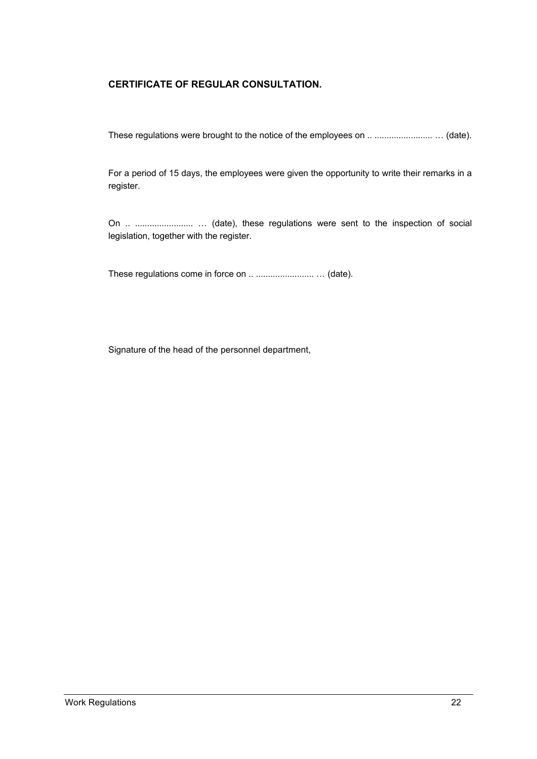**CERTIFICATE OF REGULAR CONSULTATION.**

These regulations were brought to the notice of the employees on .. ........................ … (date).

For a period of 15 days, the employees were given the opportunity to write their remarks in a register.

On .. ........................ … (date), these regulations were sent to the inspection of social legislation, together with the register.

These regulations come in force on .. ........................ … (date).

Signature of the head of the personnel department,